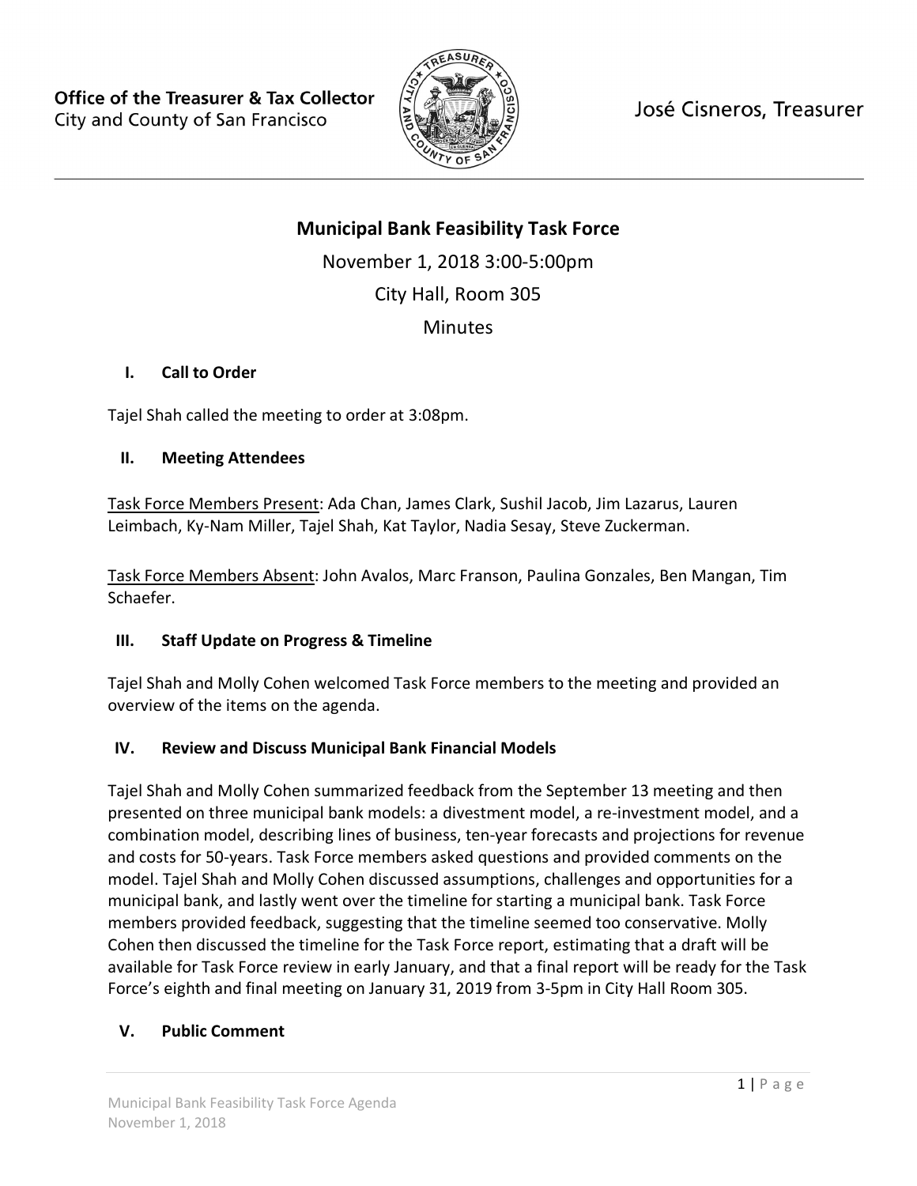Office of the Treasurer & Tax Collector
City and County of San Francisco

José Cisneros, Treasurer

# Municipal Bank Feasibility Task Force

November 1, 2018 3:00-5:00pm

City Hall, Room 305

Minutes

## I. Call to Order

Tajel Shah called the meeting to order at 3:08pm.

## II. Meeting Attendees

Task Force Members Present: Ada Chan, James Clark, Sushil Jacob, Jim Lazarus, Lauren Leimbach, Ky-Nam Miller, Tajel Shah, Kat Taylor, Nadia Sesay, Steve Zuckerman.

Task Force Members Absent: John Avalos, Marc Franson, Paulina Gonzales, Ben Mangan, Tim Schaefer.

## III. Staff Update on Progress & Timeline

Tajel Shah and Molly Cohen welcomed Task Force members to the meeting and provided an overview of the items on the agenda.

## IV. Review and Discuss Municipal Bank Financial Models

Tajel Shah and Molly Cohen summarized feedback from the September 13 meeting and then presented on three municipal bank models: a divestment model, a re-investment model, and a combination model, describing lines of business, ten-year forecasts and projections for revenue and costs for 50-years. Task Force members asked questions and provided comments on the model. Tajel Shah and Molly Cohen discussed assumptions, challenges and opportunities for a municipal bank, and lastly went over the timeline for starting a municipal bank. Task Force members provided feedback, suggesting that the timeline seemed too conservative. Molly Cohen then discussed the timeline for the Task Force report, estimating that a draft will be available for Task Force review in early January, and that a final report will be ready for the Task Force's eighth and final meeting on January 31, 2019 from 3-5pm in City Hall Room 305.

## V. Public Comment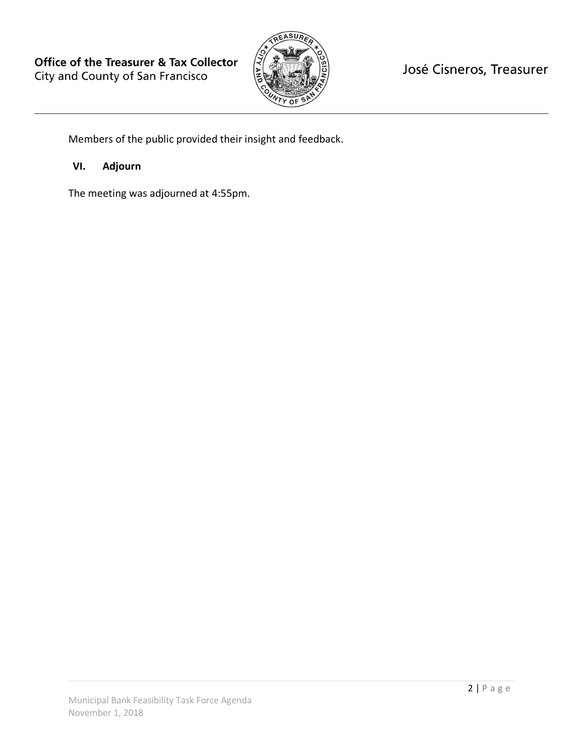Members of the public provided their insight and feedback.

## VI. Adjourn

The meeting was adjourned at 4:55pm.